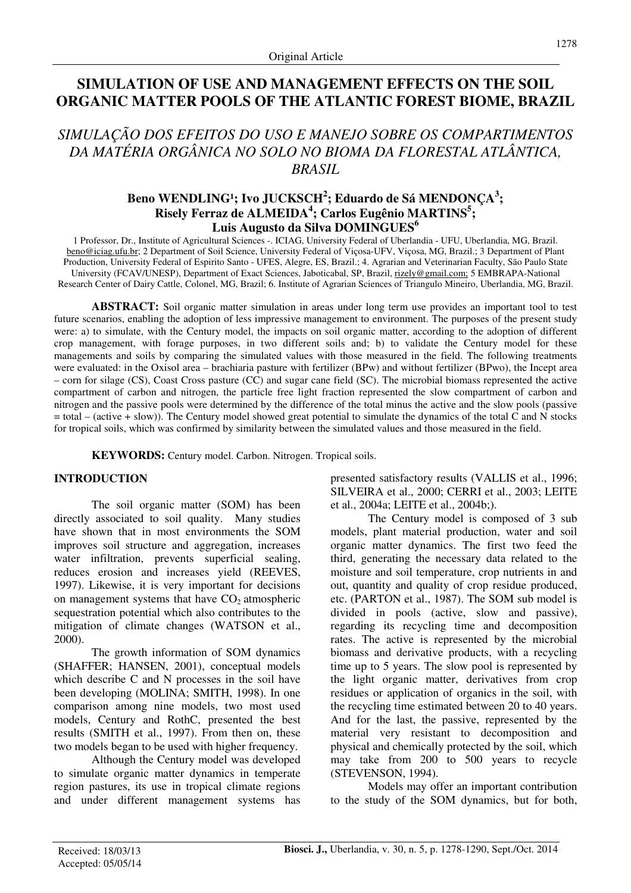Original Article

# SIMULATION OF USE AND MANAGEMENT EFFECTS ON THE SOIL ORGANIC MATTER POOLS OF THE ATLANTIC FOREST BIOME, BRAZIL

## *SIMULAÇÃO DOS EFEITOS DO USO E MANEJO SOBRE OS COMPARTIMENTOS DA MATÉRIA ORGÂNICA NO SOLO NO BIOMA DA FLORESTAL ATLÂNTICA, BRASIL*

**Beno WENDLING[1]; Ivo JUCKSCH[2]; Eduardo de Sá MENDONÇA[3]; Risely Ferraz de ALMEIDA[4]; Carlos Eugênio MARTINS[5]; Luis Augusto da Silva DOMINGUES[6]**

1 Professor, Dr., Institute of Agricultural Sciences -. ICIAG, University Federal of Uberlandia - UFU, Uberlandia, MG, Brazil. beno@iciag.ufu.br; 2 Department of Soil Science, University Federal of Viçosa-UFV, Viçosa, MG, Brazil.; 3 Department of Plant Production, University Federal of Espirito Santo - UFES, Alegre, ES, Brazil.; 4. Agrarian and Veterinarian Faculty, São Paulo State University (FCAV/UNESP), Department of Exact Sciences, Jaboticabal, SP, Brazil, rizely@gmail.com; 5 EMBRAPA-National Research Center of Dairy Cattle, Colonel, MG, Brazil; 6. Institute of Agrarian Sciences of Triangulo Mineiro, Uberlandia, MG, Brazil.

**ABSTRACT:** Soil organic matter simulation in areas under long term use provides an important tool to test future scenarios, enabling the adoption of less impressive management to environment. The purposes of the present study were: a) to simulate, with the Century model, the impacts on soil organic matter, according to the adoption of different crop management, with forage purposes, in two different soils and; b) to validate the Century model for these managements and soils by comparing the simulated values with those measured in the field. The following treatments were evaluated: in the Oxisol area – brachiaria pasture with fertilizer (BPw) and without fertilizer (BPwo), the Incept area – corn for silage (CS), Coast Cross pasture (CC) and sugar cane field (SC). The microbial biomass represented the active compartment of carbon and nitrogen, the particle free light fraction represented the slow compartment of carbon and nitrogen and the passive pools were determined by the difference of the total minus the active and the slow pools (passive = total – (active + slow)). The Century model showed great potential to simulate the dynamics of the total C and N stocks for tropical soils, which was confirmed by similarity between the simulated values and those measured in the field.

**KEYWORDS:** Century model. Carbon. Nitrogen. Tropical soils.

## INTRODUCTION

The soil organic matter (SOM) has been directly associated to soil quality. Many studies have shown that in most environments the SOM improves soil structure and aggregation, increases water infiltration, prevents superficial sealing, reduces erosion and increases yield (REEVES, 1997). Likewise, it is very important for decisions on management systems that have $CO_2$ atmospheric sequestration potential which also contributes to the mitigation of climate changes (WATSON et al., 2000).

The growth information of SOM dynamics (SHAFFER; HANSEN, 2001), conceptual models which describe C and N processes in the soil have been developing (MOLINA; SMITH, 1998). In one comparison among nine models, two most used models, Century and RothC, presented the best results (SMITH et al., 1997). From then on, these two models began to be used with higher frequency.

Although the Century model was developed to simulate organic matter dynamics in temperate region pastures, its use in tropical climate regions and under different management systems has presented satisfactory results (VALLIS et al., 1996; SILVEIRA et al., 2000; CERRI et al., 2003; LEITE et al., 2004a; LEITE et al., 2004b;).

The Century model is composed of 3 sub models, plant material production, water and soil organic matter dynamics. The first two feed the third, generating the necessary data related to the moisture and soil temperature, crop nutrients in and out, quantity and quality of crop residue produced, etc. (PARTON et al., 1987). The SOM sub model is divided in pools (active, slow and passive), regarding its recycling time and decomposition rates. The active is represented by the microbial biomass and derivative products, with a recycling time up to 5 years. The slow pool is represented by the light organic matter, derivatives from crop residues or application of organics in the soil, with the recycling time estimated between 20 to 40 years. And for the last, the passive, represented by the material very resistant to decomposition and physical and chemically protected by the soil, which may take from 200 to 500 years to recycle (STEVENSON, 1994).

Models may offer an important contribution to the study of the SOM dynamics, but for both,

Received: 18/03/13
Accepted: 05/05/14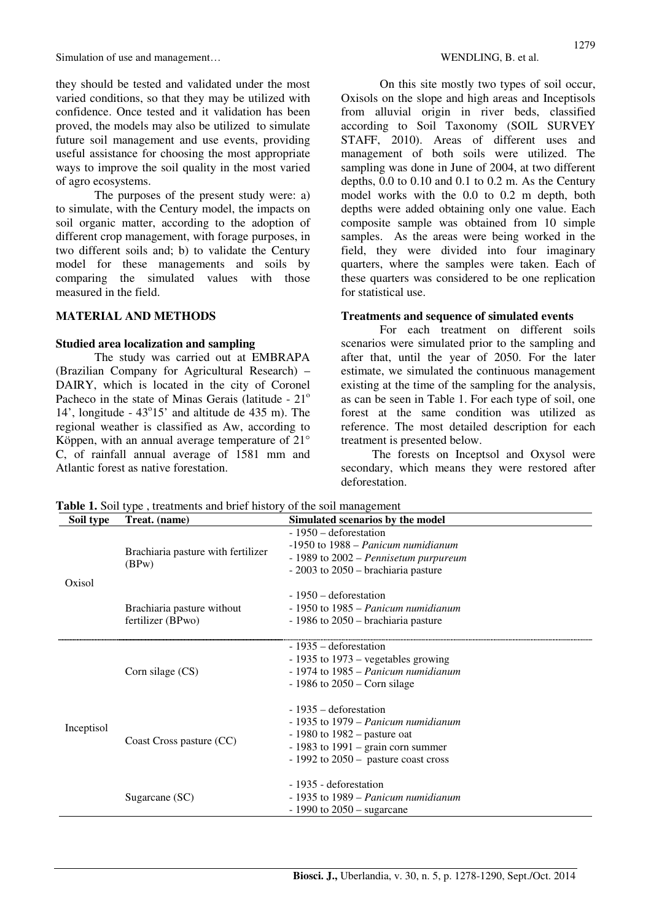they should be tested and validated under the most varied conditions, so that they may be utilized with confidence. Once tested and it validation has been proved, the models may also be utilized to simulate future soil management and use events, providing useful assistance for choosing the most appropriate ways to improve the soil quality in the most varied of agro ecosystems.

The purposes of the present study were: a) to simulate, with the Century model, the impacts on soil organic matter, according to the adoption of different crop management, with forage purposes, in two different soils and; b) to validate the Century model for these managements and soils by comparing the simulated values with those measured in the field.

## MATERIAL AND METHODS

### Studied area localization and sampling

The study was carried out at EMBRAPA (Brazilian Company for Agricultural Research) – DAIRY, which is located in the city of Coronel Pacheco in the state of Minas Gerais (latitude - 21$^{o}$ 14', longitude - 43$^{o}$15' and altitude de 435 m). The regional weather is classified as Aw, according to Köppen, with an annual average temperature of 21° C, of rainfall annual average of 1581 mm and Atlantic forest as native forestation.

On this site mostly two types of soil occur, Oxisols on the slope and high areas and Inceptisols from alluvial origin in river beds, classified according to Soil Taxonomy (SOIL SURVEY STAFF, 2010). Areas of different uses and management of both soils were utilized. The sampling was done in June of 2004, at two different depths, 0.0 to 0.10 and 0.1 to 0.2 m. As the Century model works with the 0.0 to 0.2 m depth, both depths were added obtaining only one value. Each composite sample was obtained from 10 simple samples. As the areas were being worked in the field, they were divided into four imaginary quarters, where the samples were taken. Each of these quarters was considered to be one replication for statistical use.

### Treatments and sequence of simulated events

For each treatment on different soils scenarios were simulated prior to the sampling and after that, until the year of 2050. For the later estimate, we simulated the continuous management existing at the time of the sampling for the analysis, as can be seen in Table 1. For each type of soil, one forest at the same condition was utilized as reference. The most detailed description for each treatment is presented below.

The forests on Inceptsol and Oxysol were secondary, which means they were restored after deforestation.

**Table 1.** Soil type , treatments and brief history of the soil management

| Soil type | Treat. (name) | Simulated scenarios by the model |
|---|---|---|
| Oxisol | Brachiaria pasture with fertilizer (BPw) | - 1950 – deforestation<br>-1950 to 1988 – *Panicum numidianum*<br>- 1989 to 2002 – *Pennisetum purpureum*<br>- 2003 to 2050 – brachiaria pasture |
| | Brachiaria pasture without fertilizer (BPwo) | - 1950 – deforestation<br>- 1950 to 1985 – *Panicum numidianum*<br>- 1986 to 2050 – brachiaria pasture |
| Inceptisol | Corn silage (CS) | - 1935 – deforestation<br>- 1935 to 1973 – vegetables growing<br>- 1974 to 1985 – *Panicum numidianum*<br>- 1986 to 2050 – Corn silage |
| | Coast Cross pasture (CC) | - 1935 – deforestation<br>- 1935 to 1979 – *Panicum numidianum*<br>- 1980 to 1982 – pasture oat<br>- 1983 to 1991 – grain corn summer<br>- 1992 to 2050 – pasture coast cross |
| | Sugarcane (SC) | - 1935 - deforestation<br>- 1935 to 1989 – *Panicum numidianum*<br>- 1990 to 2050 – sugarcane |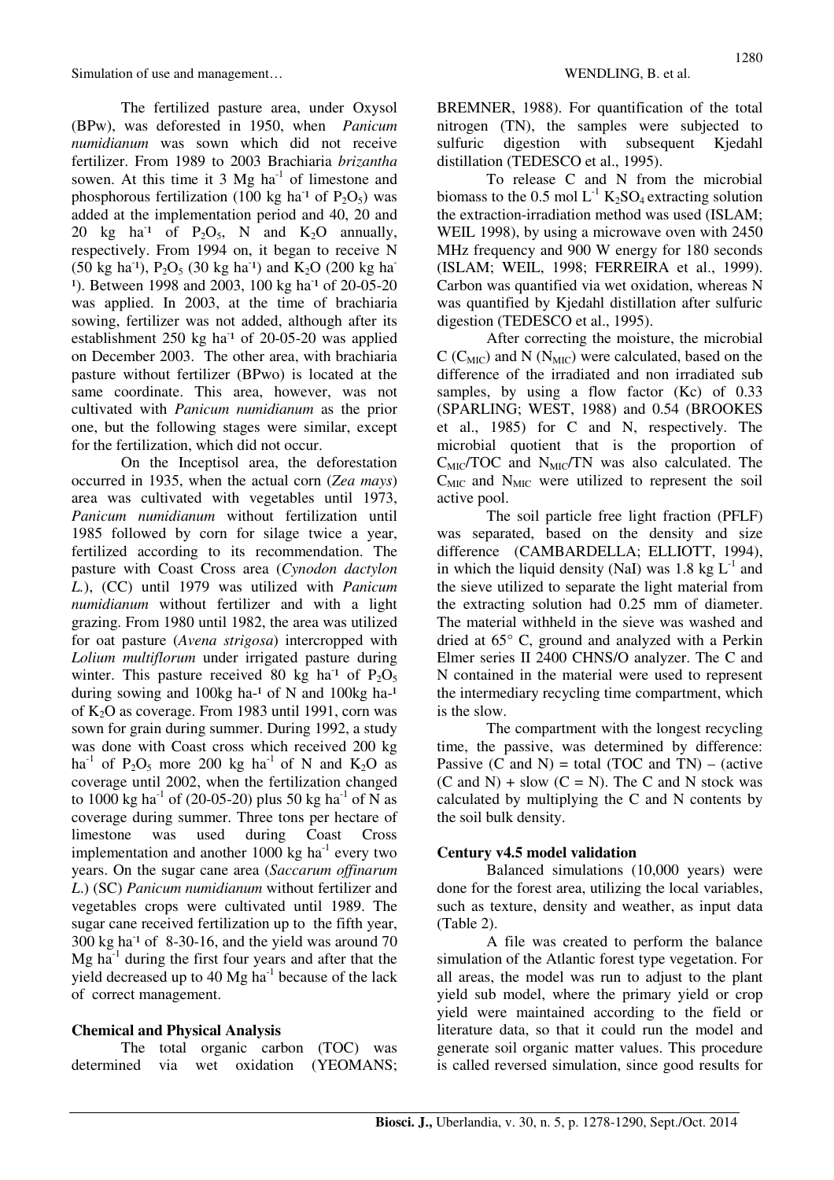The fertilized pasture area, under Oxysol (BPw), was deforested in 1950, when *Panicum numidianum* was sown which did not receive fertilizer. From 1989 to 2003 Brachiaria *brizantha* sowen. At this time it 3 Mg ha$^{-1}$ of limestone and phosphorous fertilization (100 kg ha$^{-1}$ of $P_2O_5$) was added at the implementation period and 40, 20 and 20 kg ha$^{-1}$ of $P_2O_5$, N and $K_2O$ annually, respectively. From 1994 on, it began to receive N (50 kg ha$^{-1}$), $P_2O_5$ (30 kg ha$^{-1}$) and $K_2O$ (200 kg ha$^{-1}$). Between 1998 and 2003, 100 kg ha$^{-1}$ of 20-05-20 was applied. In 2003, at the time of brachiaria sowing, fertilizer was not added, although after its establishment 250 kg ha$^{-1}$ of 20-05-20 was applied on December 2003. The other area, with brachiaria pasture without fertilizer (BPwo) is located at the same coordinate. This area, however, was not cultivated with *Panicum numidianum* as the prior one, but the following stages were similar, except for the fertilization, which did not occur.

On the Inceptisol area, the deforestation occurred in 1935, when the actual corn (*Zea mays*) area was cultivated with vegetables until 1973, *Panicum numidianum* without fertilization until 1985 followed by corn for silage twice a year, fertilized according to its recommendation. The pasture with Coast Cross area (*Cynodon dactylon L.*), (CC) until 1979 was utilized with *Panicum numidianum* without fertilizer and with a light grazing. From 1980 until 1982, the area was utilized for oat pasture (*Avena strigosa*) intercropped with *Lolium multiflorum* under irrigated pasture during winter. This pasture received 80 kg ha$^{-1}$ of $P_2O_5$ during sowing and 100kg ha$^{-1}$ of N and 100kg ha$^{-1}$ of $K_2O$ as coverage. From 1983 until 1991, corn was sown for grain during summer. During 1992, a study was done with Coast cross which received 200 kg ha$^{-1}$ of $P_2O_5$ more 200 kg ha$^{-1}$ of N and $K_2O$ as coverage until 2002, when the fertilization changed to 1000 kg ha$^{-1}$ of (20-05-20) plus 50 kg ha$^{-1}$ of N as coverage during summer. Three tons per hectare of limestone was used during Coast Cross implementation and another 1000 kg ha$^{-1}$ every two years. On the sugar cane area (*Saccarum offinarum L.*) (SC) *Panicum numidianum* without fertilizer and vegetables crops were cultivated until 1989. The sugar cane received fertilization up to the fifth year, 300 kg ha$^{-1}$ of 8-30-16, and the yield was around 70 Mg ha$^{-1}$ during the first four years and after that the yield decreased up to 40 Mg ha$^{-1}$ because of the lack of correct management.

**Chemical and Physical Analysis**

The total organic carbon (TOC) was determined via wet oxidation (YEOMANS; BREMNER, 1988). For quantification of the total nitrogen (TN), the samples were subjected to sulfuric digestion with subsequent Kjedahl distillation (TEDESCO et al., 1995).

To release C and N from the microbial biomass to the 0.5 mol L$^{-1}$ $K_2SO_4$ extracting solution the extraction-irradiation method was used (ISLAM; WEIL 1998), by using a microwave oven with 2450 MHz frequency and 900 W energy for 180 seconds (ISLAM; WEIL, 1998; FERREIRA et al., 1999). Carbon was quantified via wet oxidation, whereas N was quantified by Kjedahl distillation after sulfuric digestion (TEDESCO et al., 1995).

After correcting the moisture, the microbial C ($C_{MIC}$) and N ($N_{MIC}$) were calculated, based on the difference of the irradiated and non irradiated sub samples, by using a flow factor (Kc) of 0.33 (SPARLING; WEST, 1988) and 0.54 (BROOKES et al., 1985) for C and N, respectively. The microbial quotient that is the proportion of $C_{MIC}$/TOC and $N_{MIC}$/TN was also calculated. The $C_{MIC}$ and $N_{MIC}$ were utilized to represent the soil active pool.

The soil particle free light fraction (PFLF) was separated, based on the density and size difference (CAMBARDELLA; ELLIOTT, 1994), in which the liquid density (NaI) was 1.8 kg L$^{-1}$ and the sieve utilized to separate the light material from the extracting solution had 0.25 mm of diameter. The material withheld in the sieve was washed and dried at 65° C, ground and analyzed with a Perkin Elmer series II 2400 CHNS/O analyzer. The C and N contained in the material were used to represent the intermediary recycling time compartment, which is the slow.

The compartment with the longest recycling time, the passive, was determined by difference: Passive (C and N) = total (TOC and TN) – (active (C and N) + slow (C = N). The C and N stock was calculated by multiplying the C and N contents by the soil bulk density.

**Century v4.5 model validation**

Balanced simulations (10,000 years) were done for the forest area, utilizing the local variables, such as texture, density and weather, as input data (Table 2).

A file was created to perform the balance simulation of the Atlantic forest type vegetation. For all areas, the model was run to adjust to the plant yield sub model, where the primary yield or crop yield were maintained according to the field or literature data, so that it could run the model and generate soil organic matter values. This procedure is called reversed simulation, since good results for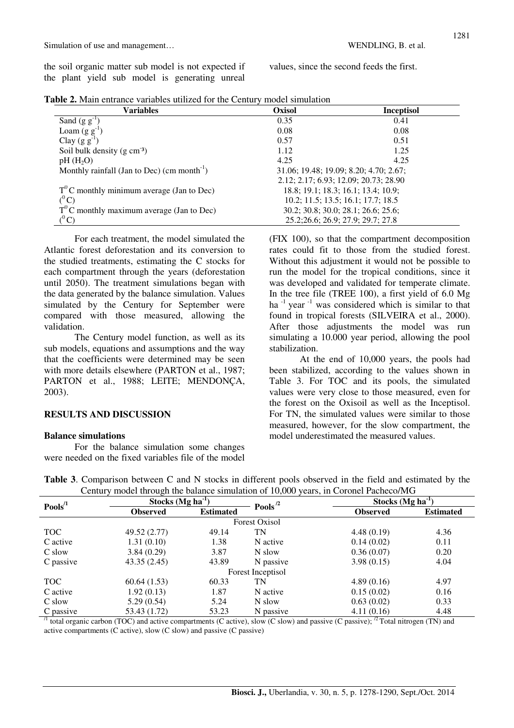the soil organic matter sub model is not expected if the plant yield sub model is generating unreal values, since the second feeds the first.

**Table 2.** Main entrance variables utilized for the Century model simulation

| Variables | Oxisol | Inceptisol |
|---|---|---|
| Sand (g $g^{-1}$) | 0.35 | 0.41 |
| Loam (g $g^{-1}$) | 0.08 | 0.08 |
| Clay (g $g^{-1}$) | 0.57 | 0.51 |
| Soil bulk density (g $cm^{-3}$) | 1.12 | 1.25 |
| pH ($H_2O$) | 4.25 | 4.25 |
| Monthly rainfall (Jan to Dec) (cm $month^{-1}$) | 31.06; 19.48; 19.09; 8.20; 4.70; 2.67; 2.12; 2.17; 6.93; 12.09; 20.73; 28.90 | |
| $T^0$ C monthly minimum average (Jan to Dec) ($^0$C) | 18.8; 19.1; 18.3; 16.1; 13.4; 10.9; 10.2; 11.5; 13.5; 16.1; 17.7; 18.5 | |
| $T^0$ C monthly maximum average (Jan to Dec) ($^0$C) | 30.2; 30.8; 30.0; 28.1; 26.6; 25.6; 25.2;26.6; 26.9; 27.9; 29.7; 27.8 | |

For each treatment, the model simulated the Atlantic forest deforestation and its conversion to the studied treatments, estimating the C stocks for each compartment through the years (deforestation until 2050). The treatment simulations began with the data generated by the balance simulation. Values simulated by the Century for September were compared with those measured, allowing the validation.

The Century model function, as well as its sub models, equations and assumptions and the way that the coefficients were determined may be seen with more details elsewhere (PARTON et al., 1987; PARTON et al., 1988; LEITE; MENDONÇA, 2003).

## RESULTS AND DISCUSSION

### Balance simulations

For the balance simulation some changes were needed on the fixed variables file of the model (FIX 100), so that the compartment decomposition rates could fit to those from the studied forest. Without this adjustment it would not be possible to run the model for the tropical conditions, since it was developed and validated for temperate climate. In the tree file (TREE 100), a first yield of 6.0 Mg $ha^{-1}$ $year^{-1}$ was considered which is similar to that found in tropical forests (SILVEIRA et al., 2000). After those adjustments the model was run simulating a 10.000 year period, allowing the pool stabilization.

At the end of 10,000 years, the pools had been stabilized, according to the values shown in Table 3. For TOC and its pools, the simulated values were very close to those measured, even for the forest on the Oxisoil as well as the Inceptisol. For TN, the simulated values were similar to those measured, however, for the slow compartment, the model underestimated the measured values.

**Table 3**. Comparison between C and N stocks in different pools observed in the field and estimated by the Century model through the balance simulation of 10,000 years, in Coronel Pacheco/MG

| Pools[/1] | Stocks (Mg $ha^{-1}$) | | Pools[/2] | Stocks (Mg $ha^{-1}$) | |
|---|---|---|---|---|---|
| | Observed | Estimated | | Observed | Estimated |
| | | | Forest Oxisol | | |
| TOC | 49.52 (2.77) | 49.14 | TN | 4.48 (0.19) | 4.36 |
| C active | 1.31 (0.10) | 1.38 | N active | 0.14 (0.02) | 0.11 |
| C slow | 3.84 (0.29) | 3.87 | N slow | 0.36 (0.07) | 0.20 |
| C passive | 43.35 (2.45) | 43.89 | N passive | 3.98 (0.15) | 4.04 |
| | | | Forest Inceptisol | | |
| TOC | 60.64 (1.53) | 60.33 | TN | 4.89 (0.16) | 4.97 |
| C active | 1.92 (0.13) | 1.87 | N active | 0.15 (0.02) | 0.16 |
| C slow | 5.29 (0.54) | 5.24 | N slow | 0.63 (0.02) | 0.33 |
| C passive | 53.43 (1.72) | 53.23 | N passive | 4.11 (0.16) | 4.48 |

[/1] total organic carbon (TOC) and active compartments (C active), slow (C slow) and passive (C passive); [/2] Total nitrogen (TN) and active compartments (C active), slow (C slow) and passive (C passive)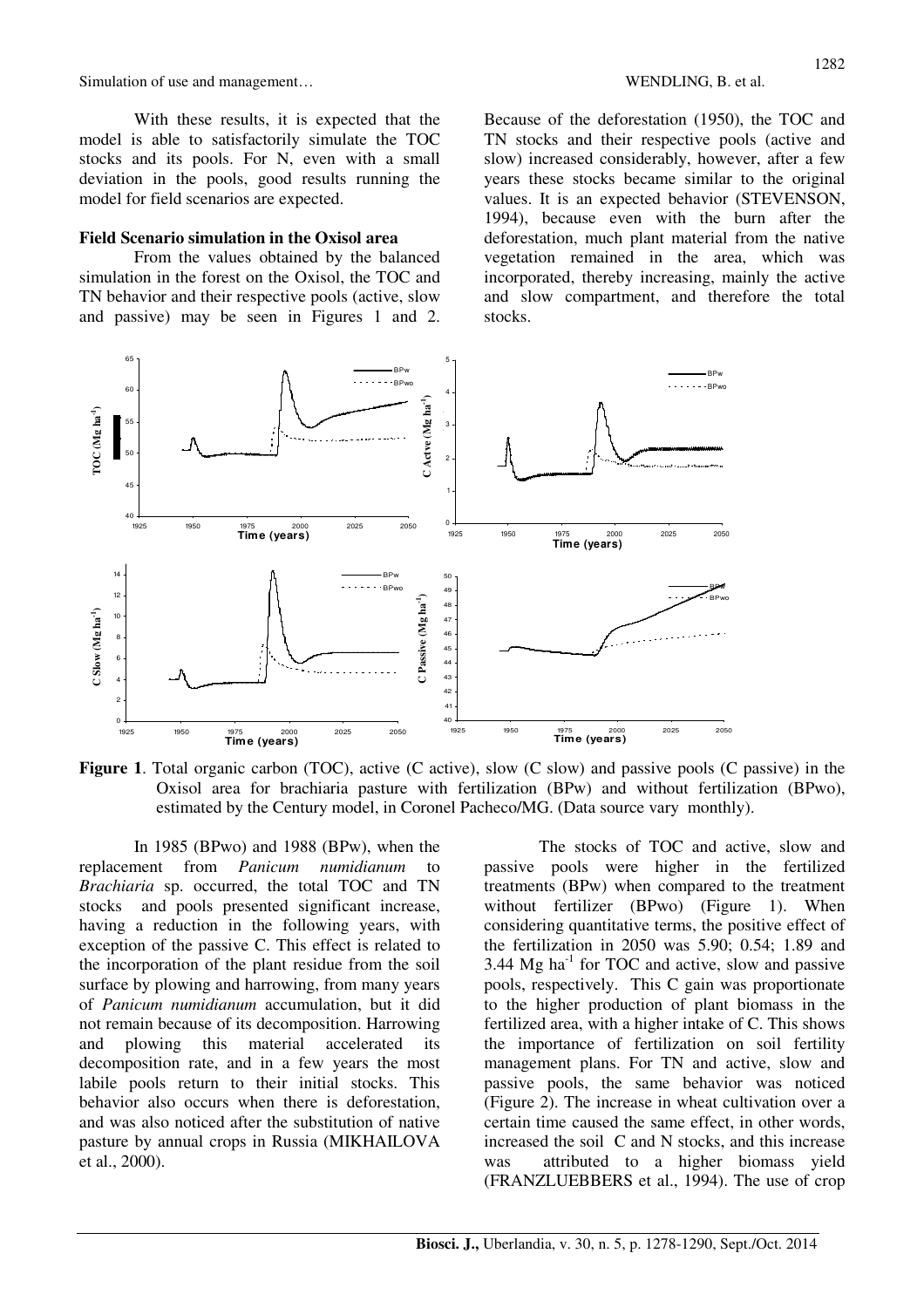With these results, it is expected that the model is able to satisfactorily simulate the TOC stocks and its pools. For N, even with a small deviation in the pools, good results running the model for field scenarios are expected.

### Field Scenario simulation in the Oxisol area

From the values obtained by the balanced simulation in the forest on the Oxisol, the TOC and TN behavior and their respective pools (active, slow and passive) may be seen in Figures 1 and 2. Because of the deforestation (1950), the TOC and TN stocks and their respective pools (active and slow) increased considerably, however, after a few years these stocks became similar to the original values. It is an expected behavior (STEVENSON, 1994), because even with the burn after the deforestation, much plant material from the native vegetation remained in the area, which was incorporated, thereby increasing, mainly the active and slow compartment, and therefore the total stocks.

**Figure 1**. Total organic carbon (TOC), active (C active), slow (C slow) and passive pools (C passive) in the Oxisol area for brachiaria pasture with fertilization (BPw) and without fertilization (BPwo), estimated by the Century model, in Coronel Pacheco/MG. (Data source vary monthly).

In 1985 (BPwo) and 1988 (BPw), when the replacement from *Panicum numidianum* to *Brachiaria* sp. occurred, the total TOC and TN stocks and pools presented significant increase, having a reduction in the following years, with exception of the passive C. This effect is related to the incorporation of the plant residue from the soil surface by plowing and harrowing, from many years of *Panicum numidianum* accumulation, but it did not remain because of its decomposition. Harrowing and plowing this material accelerated its decomposition rate, and in a few years the most labile pools return to their initial stocks. This behavior also occurs when there is deforestation, and was also noticed after the substitution of native pasture by annual crops in Russia (MIKHAILOVA et al., 2000).

The stocks of TOC and active, slow and passive pools were higher in the fertilized treatments (BPw) when compared to the treatment without fertilizer (BPwo) (Figure 1). When considering quantitative terms, the positive effect of the fertilization in 2050 was 5.90; 0.54; 1.89 and 3.44 Mg ha$^{-1}$ for TOC and active, slow and passive pools, respectively. This C gain was proportionate to the higher production of plant biomass in the fertilized area, with a higher intake of C. This shows the importance of fertilization on soil fertility management plans. For TN and active, slow and passive pools, the same behavior was noticed (Figure 2). The increase in wheat cultivation over a certain time caused the same effect, in other words, increased the soil C and N stocks, and this increase was attributed to a higher biomass yield (FRANZLUEBBERS et al., 1994). The use of crop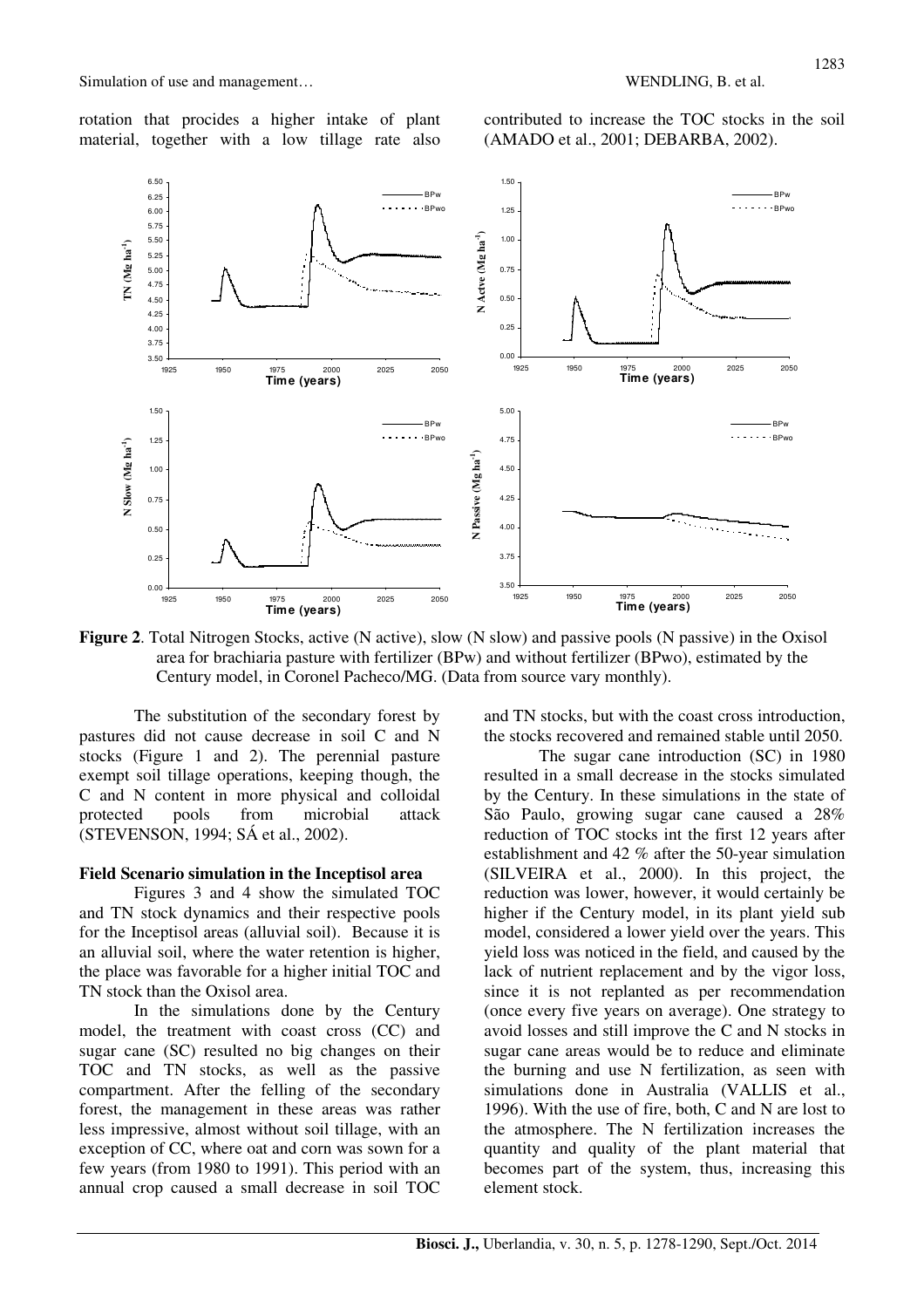rotation that procides a higher intake of plant material, together with a low tillage rate also contributed to increase the TOC stocks in the soil (AMADO et al., 2001; DEBARBA, 2002).

**Figure 2**. Total Nitrogen Stocks, active (N active), slow (N slow) and passive pools (N passive) in the Oxisol area for brachiaria pasture with fertilizer (BPw) and without fertilizer (BPwo), estimated by the Century model, in Coronel Pacheco/MG. (Data from source vary monthly).

The substitution of the secondary forest by pastures did not cause decrease in soil C and N stocks (Figure 1 and 2). The perennial pasture exempt soil tillage operations, keeping though, the C and N content in more physical and colloidal protected pools from microbial attack (STEVENSON, 1994; SÁ et al., 2002).

### Field Scenario simulation in the Inceptisol area

Figures 3 and 4 show the simulated TOC and TN stock dynamics and their respective pools for the Inceptisol areas (alluvial soil). Because it is an alluvial soil, where the water retention is higher, the place was favorable for a higher initial TOC and TN stock than the Oxisol area.

In the simulations done by the Century model, the treatment with coast cross (CC) and sugar cane (SC) resulted no big changes on their TOC and TN stocks, as well as the passive compartment. After the felling of the secondary forest, the management in these areas was rather less impressive, almost without soil tillage, with an exception of CC, where oat and corn was sown for a few years (from 1980 to 1991). This period with an annual crop caused a small decrease in soil TOC and TN stocks, but with the coast cross introduction, the stocks recovered and remained stable until 2050.

The sugar cane introduction (SC) in 1980 resulted in a small decrease in the stocks simulated by the Century. In these simulations in the state of São Paulo, growing sugar cane caused a 28% reduction of TOC stocks int the first 12 years after establishment and 42 % after the 50-year simulation (SILVEIRA et al., 2000). In this project, the reduction was lower, however, it would certainly be higher if the Century model, in its plant yield sub model, considered a lower yield over the years. This yield loss was noticed in the field, and caused by the lack of nutrient replacement and by the vigor loss, since it is not replanted as per recommendation (once every five years on average). One strategy to avoid losses and still improve the C and N stocks in sugar cane areas would be to reduce and eliminate the burning and use N fertilization, as seen with simulations done in Australia (VALLIS et al., 1996). With the use of fire, both, C and N are lost to the atmosphere. The N fertilization increases the quantity and quality of the plant material that becomes part of the system, thus, increasing this element stock.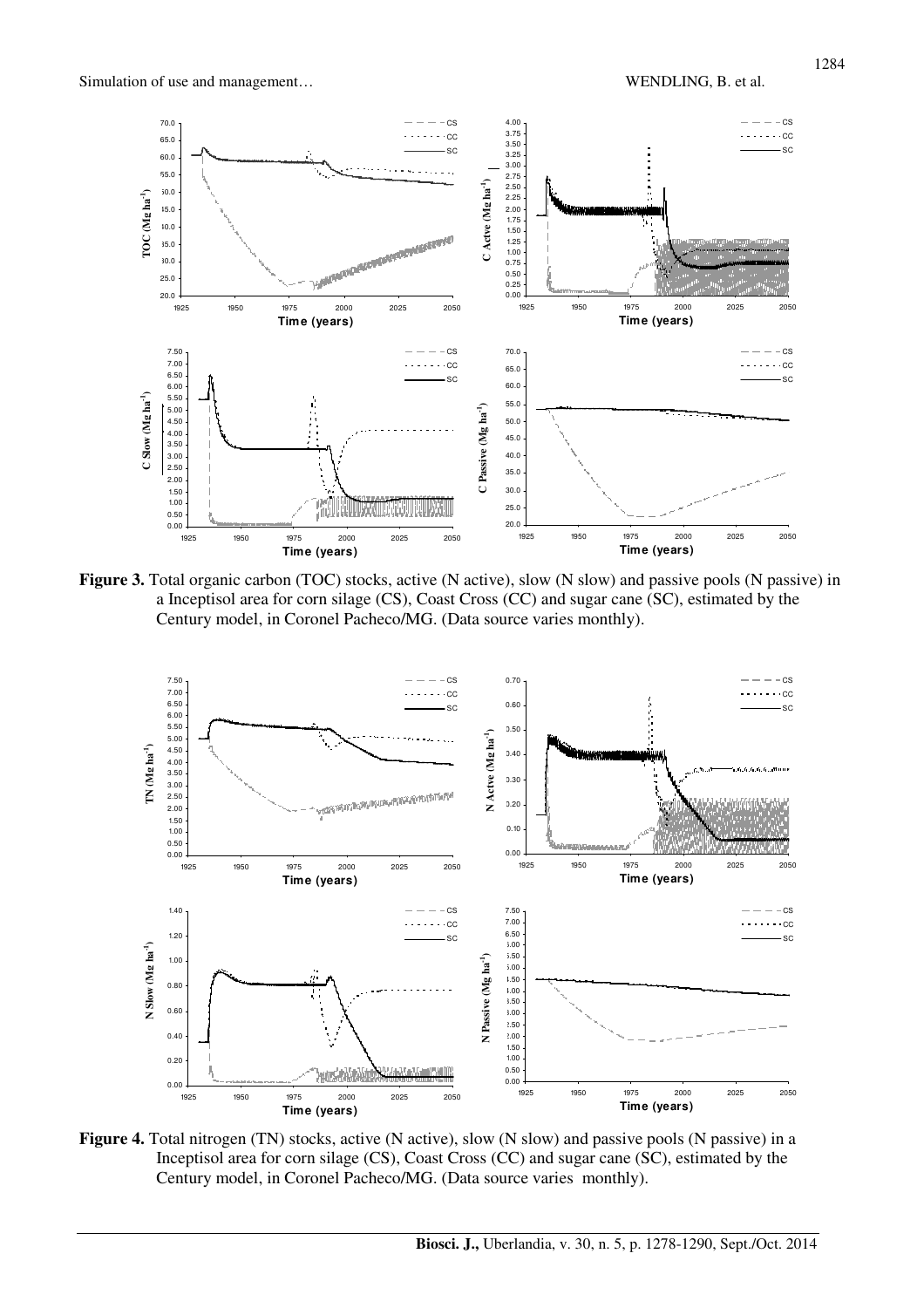**Figure 3.** Total organic carbon (TOC) stocks, active (N active), slow (N slow) and passive pools (N passive) in a Inceptisol area for corn silage (CS), Coast Cross (CC) and sugar cane (SC), estimated by the Century model, in Coronel Pacheco/MG. (Data source varies monthly).

**Figure 4.** Total nitrogen (TN) stocks, active (N active), slow (N slow) and passive pools (N passive) in a Inceptisol area for corn silage (CS), Coast Cross (CC) and sugar cane (SC), estimated by the Century model, in Coronel Pacheco/MG. (Data source varies monthly).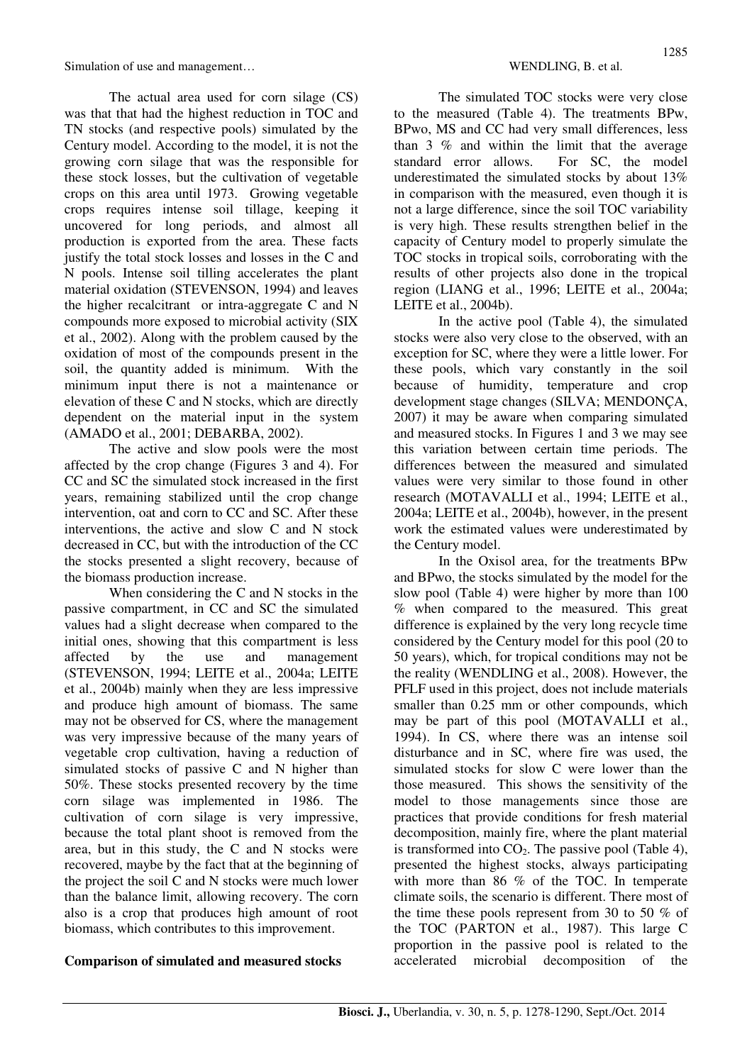The actual area used for corn silage (CS) was that that had the highest reduction in TOC and TN stocks (and respective pools) simulated by the Century model. According to the model, it is not the growing corn silage that was the responsible for these stock losses, but the cultivation of vegetable crops on this area until 1973. Growing vegetable crops requires intense soil tillage, keeping it uncovered for long periods, and almost all production is exported from the area. These facts justify the total stock losses and losses in the C and N pools. Intense soil tilling accelerates the plant material oxidation (STEVENSON, 1994) and leaves the higher recalcitrant or intra-aggregate C and N compounds more exposed to microbial activity (SIX et al., 2002). Along with the problem caused by the oxidation of most of the compounds present in the soil, the quantity added is minimum. With the minimum input there is not a maintenance or elevation of these C and N stocks, which are directly dependent on the material input in the system (AMADO et al., 2001; DEBARBA, 2002).

The active and slow pools were the most affected by the crop change (Figures 3 and 4). For CC and SC the simulated stock increased in the first years, remaining stabilized until the crop change intervention, oat and corn to CC and SC. After these interventions, the active and slow C and N stock decreased in CC, but with the introduction of the CC the stocks presented a slight recovery, because of the biomass production increase.

When considering the C and N stocks in the passive compartment, in CC and SC the simulated values had a slight decrease when compared to the initial ones, showing that this compartment is less affected by the use and management (STEVENSON, 1994; LEITE et al., 2004a; LEITE et al., 2004b) mainly when they are less impressive and produce high amount of biomass. The same may not be observed for CS, where the management was very impressive because of the many years of vegetable crop cultivation, having a reduction of simulated stocks of passive C and N higher than 50%. These stocks presented recovery by the time corn silage was implemented in 1986. The cultivation of corn silage is very impressive, because the total plant shoot is removed from the area, but in this study, the C and N stocks were recovered, maybe by the fact that at the beginning of the project the soil C and N stocks were much lower than the balance limit, allowing recovery. The corn also is a crop that produces high amount of root biomass, which contributes to this improvement.

**Comparison of simulated and measured stocks**

The simulated TOC stocks were very close to the measured (Table 4). The treatments BPw, BPwo, MS and CC had very small differences, less than 3 % and within the limit that the average standard error allows. For SC, the model underestimated the simulated stocks by about 13% in comparison with the measured, even though it is not a large difference, since the soil TOC variability is very high. These results strengthen belief in the capacity of Century model to properly simulate the TOC stocks in tropical soils, corroborating with the results of other projects also done in the tropical region (LIANG et al., 1996; LEITE et al., 2004a; LEITE et al., 2004b).

In the active pool (Table 4), the simulated stocks were also very close to the observed, with an exception for SC, where they were a little lower. For these pools, which vary constantly in the soil because of humidity, temperature and crop development stage changes (SILVA; MENDONÇA, 2007) it may be aware when comparing simulated and measured stocks. In Figures 1 and 3 we may see this variation between certain time periods. The differences between the measured and simulated values were very similar to those found in other research (MOTAVALLI et al., 1994; LEITE et al., 2004a; LEITE et al., 2004b), however, in the present work the estimated values were underestimated by the Century model.

In the Oxisol area, for the treatments BPw and BPwo, the stocks simulated by the model for the slow pool (Table 4) were higher by more than 100 % when compared to the measured. This great difference is explained by the very long recycle time considered by the Century model for this pool (20 to 50 years), which, for tropical conditions may not be the reality (WENDLING et al., 2008). However, the PFLF used in this project, does not include materials smaller than 0.25 mm or other compounds, which may be part of this pool (MOTAVALLI et al., 1994). In CS, where there was an intense soil disturbance and in SC, where fire was used, the simulated stocks for slow C were lower than the those measured. This shows the sensitivity of the model to those managements since those are practices that provide conditions for fresh material decomposition, mainly fire, where the plant material is transformed into $CO_2$. The passive pool (Table 4), presented the highest stocks, always participating with more than 86 % of the TOC. In temperate climate soils, the scenario is different. There most of the time these pools represent from 30 to 50 % of the TOC (PARTON et al., 1987). This large C proportion in the passive pool is related to the accelerated microbial decomposition of the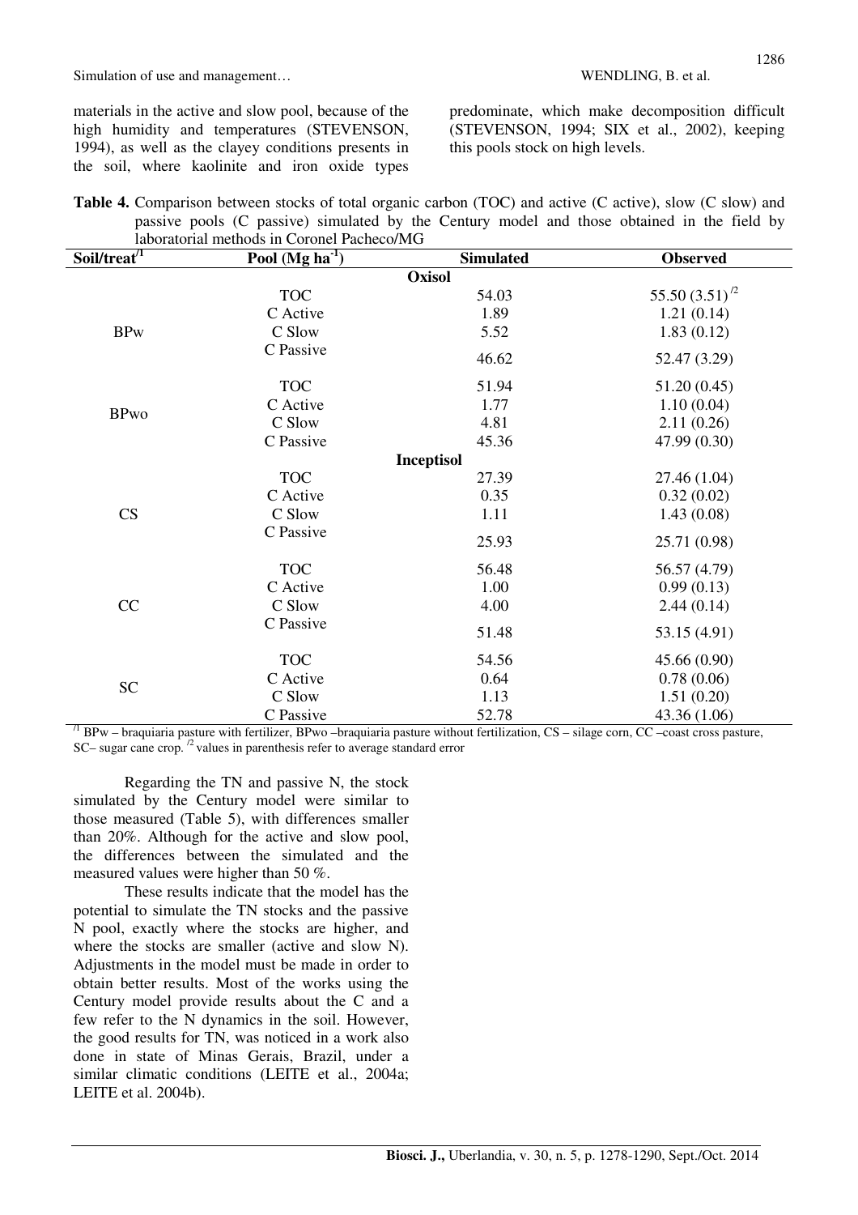materials in the active and slow pool, because of the high humidity and temperatures (STEVENSON, 1994), as well as the clayey conditions presents in the soil, where kaolinite and iron oxide types predominate, which make decomposition difficult (STEVENSON, 1994; SIX et al., 2002), keeping this pools stock on high levels.

**Table 4.** Comparison between stocks of total organic carbon (TOC) and active (C active), slow (C slow) and passive pools (C passive) simulated by the Century model and those obtained in the field by laboratorial methods in Coronel Pacheco/MG

| Soil/treat[1] | Pool (Mg ha$^{-1}$) | Simulated | Observed |
|---|---|---|---|
| | | **Oxisol** | |
| BPw | TOC | 54.03 | 55.50 (3.51)[2] |
| | C Active | 1.89 | 1.21 (0.14) |
| | C Slow | 5.52 | 1.83 (0.12) |
| | C Passive | 46.62 | 52.47 (3.29) |
| BPwo | TOC | 51.94 | 51.20 (0.45) |
| | C Active | 1.77 | 1.10 (0.04) |
| | C Slow | 4.81 | 2.11 (0.26) |
| | C Passive | 45.36 | 47.99 (0.30) |
| | | **Inceptisol** | |
| CS | TOC | 27.39 | 27.46 (1.04) |
| | C Active | 0.35 | 0.32 (0.02) |
| | C Slow | 1.11 | 1.43 (0.08) |
| | C Passive | 25.93 | 25.71 (0.98) |
| CC | TOC | 56.48 | 56.57 (4.79) |
| | C Active | 1.00 | 0.99 (0.13) |
| | C Slow | 4.00 | 2.44 (0.14) |
| | C Passive | 51.48 | 53.15 (4.91) |
| SC | TOC | 54.56 | 45.66 (0.90) |
| | C Active | 0.64 | 0.78 (0.06) |
| | C Slow | 1.13 | 1.51 (0.20) |
| | C Passive | 52.78 | 43.36 (1.06) |

[1] BPw – braquiaria pasture with fertilizer, BPwo –braquiaria pasture without fertilization, CS – silage corn, CC –coast cross pasture, SC– sugar cane crop. [2] values in parenthesis refer to average standard error

Regarding the TN and passive N, the stock simulated by the Century model were similar to those measured (Table 5), with differences smaller than 20%. Although for the active and slow pool, the differences between the simulated and the measured values were higher than 50 %.

These results indicate that the model has the potential to simulate the TN stocks and the passive N pool, exactly where the stocks are higher, and where the stocks are smaller (active and slow N). Adjustments in the model must be made in order to obtain better results. Most of the works using the Century model provide results about the C and a few refer to the N dynamics in the soil. However, the good results for TN, was noticed in a work also done in state of Minas Gerais, Brazil, under a similar climatic conditions (LEITE et al., 2004a; LEITE et al. 2004b).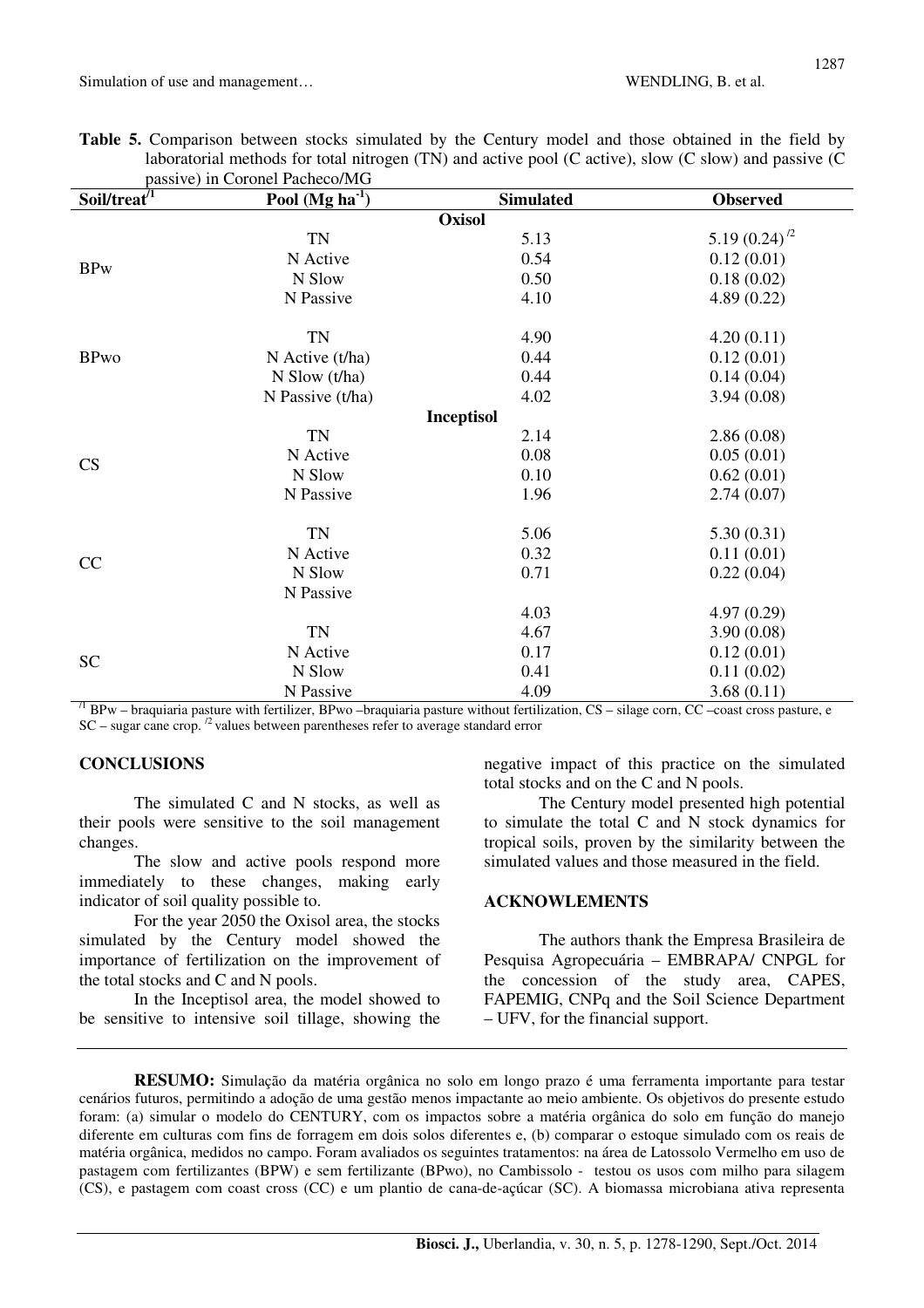**Table 5.** Comparison between stocks simulated by the Century model and those obtained in the field by laboratorial methods for total nitrogen (TN) and active pool (C active), slow (C slow) and passive (C passive) in Coronel Pacheco/MG

| Soil/treat[/1] | Pool (Mg ha$^{-1}$) | Simulated | Observed |
|---|---|---|---|
| | | **Oxisol** | |
| BPw | TN | 5.13 | 5.19 (0.24)[/2] |
| | N Active | 0.54 | 0.12 (0.01) |
| | N Slow | 0.50 | 0.18 (0.02) |
| | N Passive | 4.10 | 4.89 (0.22) |
| BPwo | TN | 4.90 | 4.20 (0.11) |
| | N Active (t/ha) | 0.44 | 0.12 (0.01) |
| | N Slow (t/ha) | 0.44 | 0.14 (0.04) |
| | N Passive (t/ha) | 4.02 | 3.94 (0.08) |
| | | **Inceptisol** | |
| CS | TN | 2.14 | 2.86 (0.08) |
| | N Active | 0.08 | 0.05 (0.01) |
| | N Slow | 0.10 | 0.62 (0.01) |
| | N Passive | 1.96 | 2.74 (0.07) |
| CC | TN | 5.06 | 5.30 (0.31) |
| | N Active | 0.32 | 0.11 (0.01) |
| | N Slow | 0.71 | 0.22 (0.04) |
| | N Passive | | |
| | | 4.03 | 4.97 (0.29) |
| SC | TN | 4.67 | 3.90 (0.08) |
| | N Active | 0.17 | 0.12 (0.01) |
| | N Slow | 0.41 | 0.11 (0.02) |
| | N Passive | 4.09 | 3.68 (0.11) |

[/1] BPw – braquiaria pasture with fertilizer, BPwo –braquiaria pasture without fertilization, CS – silage corn, CC –coast cross pasture, e SC – sugar cane crop. [/2] values between parentheses refer to average standard error

## CONCLUSIONS

The simulated C and N stocks, as well as their pools were sensitive to the soil management changes.

The slow and active pools respond more immediately to these changes, making early indicator of soil quality possible to.

For the year 2050 the Oxisol area, the stocks simulated by the Century model showed the importance of fertilization on the improvement of the total stocks and C and N pools.

In the Inceptisol area, the model showed to be sensitive to intensive soil tillage, showing the negative impact of this practice on the simulated total stocks and on the C and N pools.

The Century model presented high potential to simulate the total C and N stock dynamics for tropical soils, proven by the similarity between the simulated values and those measured in the field.

## ACKNOWLEMENTS

The authors thank the Empresa Brasileira de Pesquisa Agropecuária – EMBRAPA/ CNPGL for the concession of the study area, CAPES, FAPEMIG, CNPq and the Soil Science Department – UFV, for the financial support.

---

**RESUMO:** Simulação da matéria orgânica no solo em longo prazo é uma ferramenta importante para testar cenários futuros, permitindo a adoção de uma gestão menos impactante ao meio ambiente. Os objetivos do presente estudo foram: (a) simular o modelo do CENTURY, com os impactos sobre a matéria orgânica do solo em função do manejo diferente em culturas com fins de forragem em dois solos diferentes e, (b) comparar o estoque simulado com os reais de matéria orgânica, medidos no campo. Foram avaliados os seguintes tratamentos: na área de Latossolo Vermelho em uso de pastagem com fertilizantes (BPW) e sem fertilizante (BPwo), no Cambissolo - testou os usos com milho para silagem (CS), e pastagem com coast cross (CC) e um plantio de cana-de-açúcar (SC). A biomassa microbiana ativa representa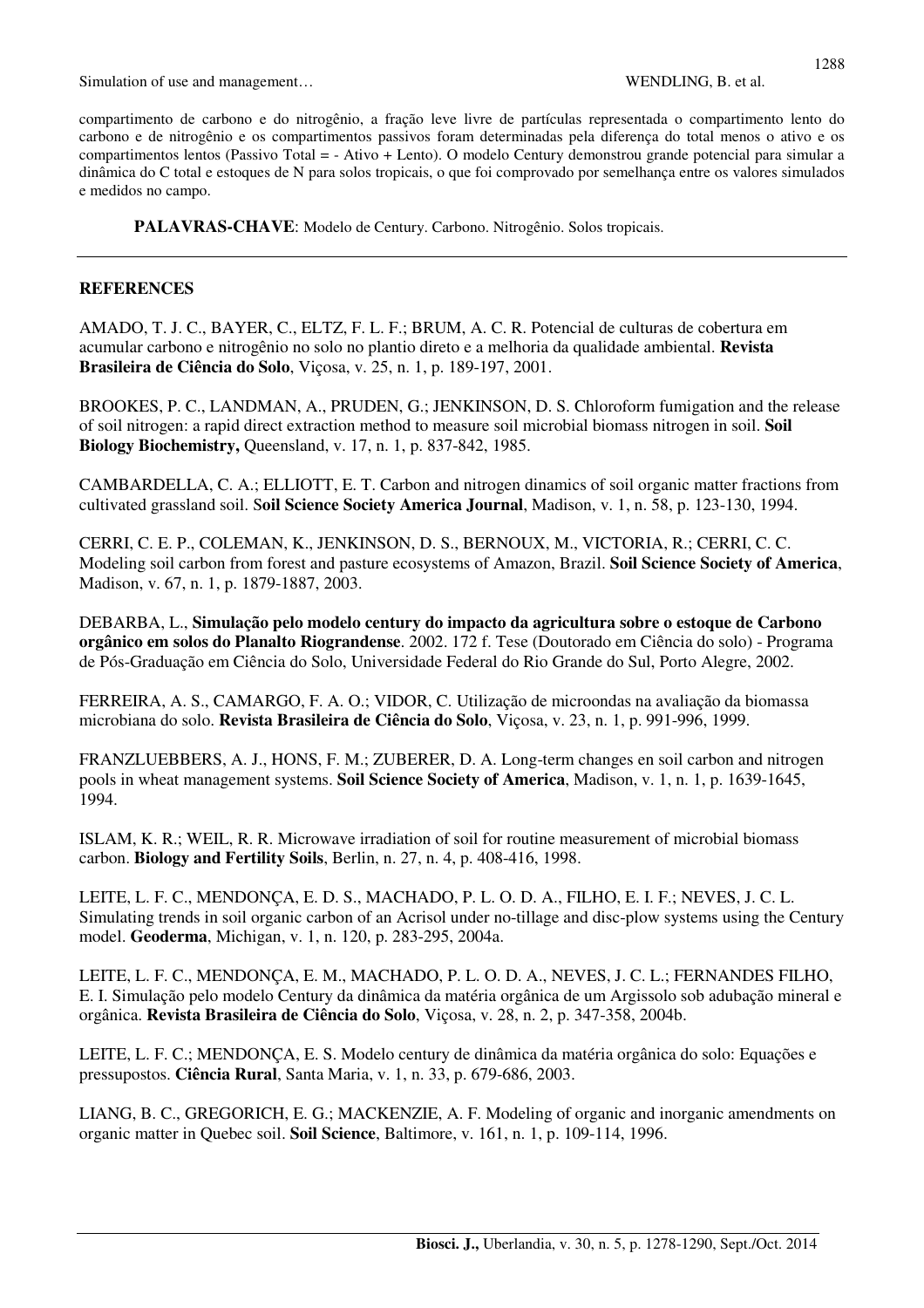compartimento de carbono e do nitrogênio, a fração leve livre de partículas representada o compartimento lento do carbono e de nitrogênio e os compartimentos passivos foram determinadas pela diferença do total menos o ativo e os compartimentos lentos (Passivo Total = - Ativo + Lento). O modelo Century demonstrou grande potencial para simular a dinâmica do C total e estoques de N para solos tropicais, o que foi comprovado por semelhança entre os valores simulados e medidos no campo.

**PALAVRAS-CHAVE**: Modelo de Century. Carbono. Nitrogênio. Solos tropicais.

## REFERENCES

AMADO, T. J. C., BAYER, C., ELTZ, F. L. F.; BRUM, A. C. R. Potencial de culturas de cobertura em acumular carbono e nitrogênio no solo no plantio direto e a melhoria da qualidade ambiental. **Revista Brasileira de Ciência do Solo**, Viçosa, v. 25, n. 1, p. 189-197, 2001.

BROOKES, P. C., LANDMAN, A., PRUDEN, G.; JENKINSON, D. S. Chloroform fumigation and the release of soil nitrogen: a rapid direct extraction method to measure soil microbial biomass nitrogen in soil. **Soil Biology Biochemistry,** Queensland, v. 17, n. 1, p. 837-842, 1985.

CAMBARDELLA, C. A.; ELLIOTT, E. T. Carbon and nitrogen dinamics of soil organic matter fractions from cultivated grassland soil. S**oil Science Society America Journal**, Madison, v. 1, n. 58, p. 123-130, 1994.

CERRI, C. E. P., COLEMAN, K., JENKINSON, D. S., BERNOUX, M., VICTORIA, R.; CERRI, C. C. Modeling soil carbon from forest and pasture ecosystems of Amazon, Brazil. **Soil Science Society of America**, Madison, v. 67, n. 1, p. 1879-1887, 2003.

DEBARBA, L., **Simulação pelo modelo century do impacto da agricultura sobre o estoque de Carbono orgânico em solos do Planalto Riograndense**. 2002. 172 f. Tese (Doutorado em Ciência do solo) - Programa de Pós-Graduação em Ciência do Solo, Universidade Federal do Rio Grande do Sul, Porto Alegre, 2002.

FERREIRA, A. S., CAMARGO, F. A. O.; VIDOR, C. Utilização de microondas na avaliação da biomassa microbiana do solo. **Revista Brasileira de Ciência do Solo**, Viçosa, v. 23, n. 1, p. 991-996, 1999.

FRANZLUEBBERS, A. J., HONS, F. M.; ZUBERER, D. A. Long-term changes en soil carbon and nitrogen pools in wheat management systems. **Soil Science Society of America**, Madison, v. 1, n. 1, p. 1639-1645, 1994.

ISLAM, K. R.; WEIL, R. R. Microwave irradiation of soil for routine measurement of microbial biomass carbon. **Biology and Fertility Soils**, Berlin, n. 27, n. 4, p. 408-416, 1998.

LEITE, L. F. C., MENDONÇA, E. D. S., MACHADO, P. L. O. D. A., FILHO, E. I. F.; NEVES, J. C. L. Simulating trends in soil organic carbon of an Acrisol under no-tillage and disc-plow systems using the Century model. **Geoderma**, Michigan, v. 1, n. 120, p. 283-295, 2004a.

LEITE, L. F. C., MENDONÇA, E. M., MACHADO, P. L. O. D. A., NEVES, J. C. L.; FERNANDES FILHO, E. I. Simulação pelo modelo Century da dinâmica da matéria orgânica de um Argissolo sob adubação mineral e orgânica. **Revista Brasileira de Ciência do Solo**, Viçosa, v. 28, n. 2, p. 347-358, 2004b.

LEITE, L. F. C.; MENDONÇA, E. S. Modelo century de dinâmica da matéria orgânica do solo: Equações e pressupostos. **Ciência Rural**, Santa Maria, v. 1, n. 33, p. 679-686, 2003.

LIANG, B. C., GREGORICH, E. G.; MACKENZIE, A. F. Modeling of organic and inorganic amendments on organic matter in Quebec soil. **Soil Science**, Baltimore, v. 161, n. 1, p. 109-114, 1996.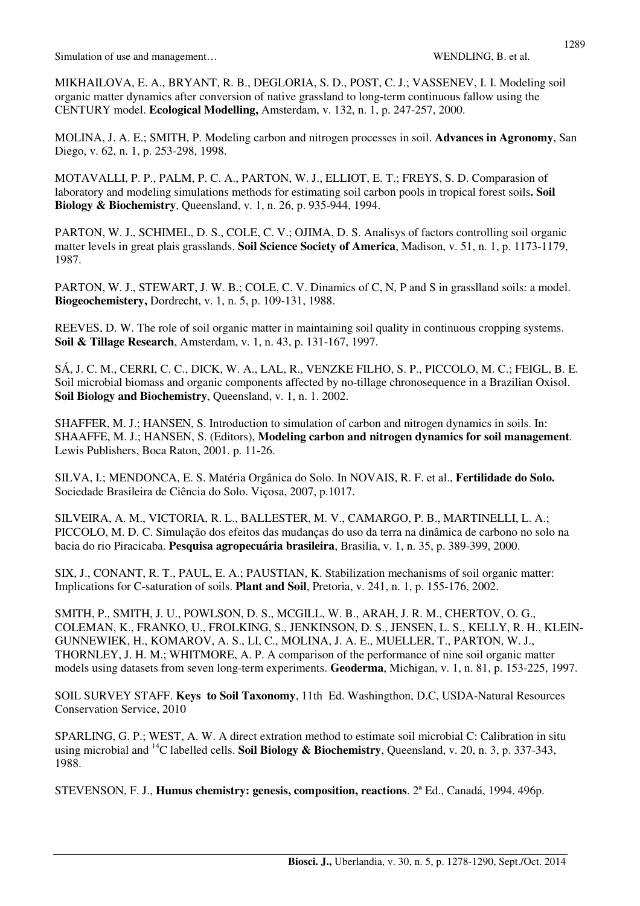MIKHAILOVA, E. A., BRYANT, R. B., DEGLORIA, S. D., POST, C. J.; VASSENEV, I. I. Modeling soil organic matter dynamics after conversion of native grassland to long-term continuous fallow using the CENTURY model. **Ecological Modelling,** Amsterdam, v. 132, n. 1, p. 247-257, 2000.

MOLINA, J. A. E.; SMITH, P. Modeling carbon and nitrogen processes in soil. **Advances in Agronomy**, San Diego, v. 62, n. 1, p. 253-298, 1998.

MOTAVALLI, P. P., PALM, P. C. A., PARTON, W. J., ELLIOT, E. T.; FREYS, S. D. Comparasion of laboratory and modeling simulations methods for estimating soil carbon pools in tropical forest soils**. Soil Biology & Biochemistry**, Queensland, v. 1, n. 26, p. 935-944, 1994.

PARTON, W. J., SCHIMEL, D. S., COLE, C. V.; OJIMA, D. S. Analisys of factors controlling soil organic matter levels in great plais grasslands. **Soil Science Society of America**, Madison, v. 51, n. 1, p. 1173-1179, 1987.

PARTON, W. J., STEWART, J. W. B.; COLE, C. V. Dinamics of C, N, P and S in grasslland soils: a model. **Biogeochemistery,** Dordrecht, v. 1, n. 5, p. 109-131, 1988.

REEVES, D. W. The role of soil organic matter in maintaining soil quality in continuous cropping systems. **Soil & Tillage Research**, Amsterdam, v. 1, n. 43, p. 131-167, 1997.

SÁ, J. C. M., CERRI, C. C., DICK, W. A., LAL, R., VENZKE FILHO, S. P., PICCOLO, M. C.; FEIGL, B. E. Soil microbial biomass and organic components affected by no-tillage chronosequence in a Brazilian Oxisol. **Soil Biology and Biochemistry**, Queensland, v. 1, n. 1. 2002.

SHAFFER, M. J.; HANSEN, S. Introduction to simulation of carbon and nitrogen dynamics in soils. In: SHAAFFE, M. J.; HANSEN, S. (Editors), **Modeling carbon and nitrogen dynamics for soil management**. Lewis Publishers, Boca Raton, 2001. p. 11-26.

SILVA, I.; MENDONCA, E. S. Matéria Orgânica do Solo. In NOVAIS, R. F. et al., **Fertilidade do Solo.** Sociedade Brasileira de Ciência do Solo. Viçosa, 2007, p.1017.

SILVEIRA, A. M., VICTORIA, R. L., BALLESTER, M. V., CAMARGO, P. B., MARTINELLI, L. A.; PICCOLO, M. D. C. Simulação dos efeitos das mudanças do uso da terra na dinâmica de carbono no solo na bacia do rio Piracicaba. **Pesquisa agropecuária brasileira**, Brasilia, v. 1, n. 35, p. 389-399, 2000.

SIX, J., CONANT, R. T., PAUL, E. A.; PAUSTIAN, K. Stabilization mechanisms of soil organic matter: Implications for C-saturation of soils. **Plant and Soil**, Pretoria, v. 241, n. 1, p. 155-176, 2002.

SMITH, P., SMITH, J. U., POWLSON, D. S., MCGILL, W. B., ARAH, J. R. M., CHERTOV, O. G., COLEMAN, K., FRANKO, U., FROLKING, S., JENKINSON, D. S., JENSEN, L. S., KELLY, R. H., KLEIN-GUNNEWIEK, H., KOMAROV, A. S., LI, C., MOLINA, J. A. E., MUELLER, T., PARTON, W. J., THORNLEY, J. H. M.; WHITMORE, A. P. A comparison of the performance of nine soil organic matter models using datasets from seven long-term experiments. **Geoderma**, Michigan, v. 1, n. 81, p. 153-225, 1997.

SOIL SURVEY STAFF. **Keys to Soil Taxonomy**, 11th Ed. Washingthon, D.C, USDA-Natural Resources Conservation Service, 2010

SPARLING, G. P.; WEST, A. W. A direct extration method to estimate soil microbial C: Calibration in situ using microbial and $^{14}C$ labelled cells. **Soil Biology & Biochemistry**, Queensland, v. 20, n. 3, p. 337-343, 1988.

STEVENSON, F. J., **Humus chemistry: genesis, composition, reactions**. 2ª Ed., Canadá, 1994. 496p.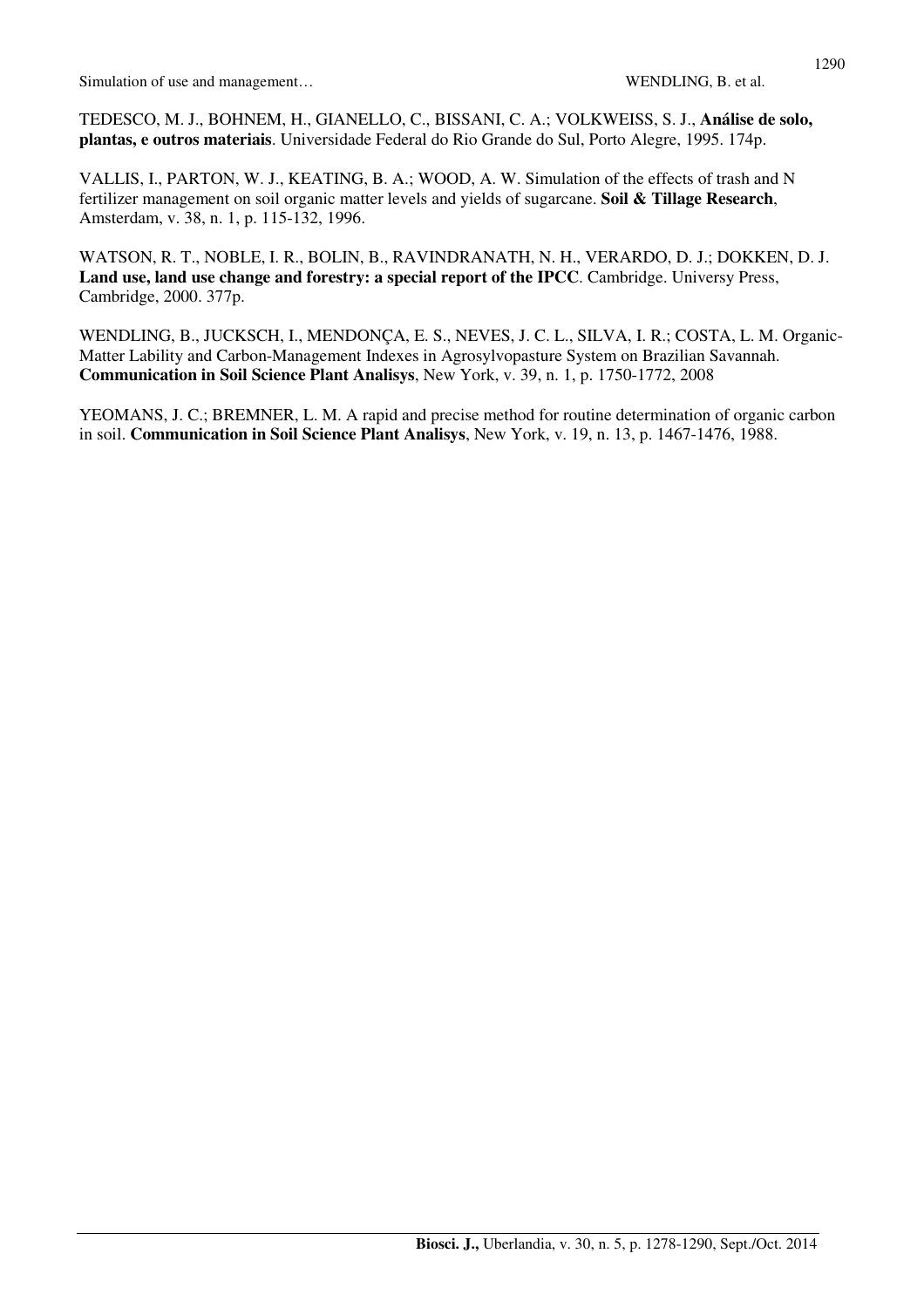TEDESCO, M. J., BOHNEM, H., GIANELLO, C., BISSANI, C. A.; VOLKWEISS, S. J., **Análise de solo, plantas, e outros materiais**. Universidade Federal do Rio Grande do Sul, Porto Alegre, 1995. 174p.

VALLIS, I., PARTON, W. J., KEATING, B. A.; WOOD, A. W. Simulation of the effects of trash and N fertilizer management on soil organic matter levels and yields of sugarcane. **Soil & Tillage Research**, Amsterdam, v. 38, n. 1, p. 115-132, 1996.

WATSON, R. T., NOBLE, I. R., BOLIN, B., RAVINDRANATH, N. H., VERARDO, D. J.; DOKKEN, D. J. **Land use, land use change and forestry: a special report of the IPCC**. Cambridge. Universy Press, Cambridge, 2000. 377p.

WENDLING, B., JUCKSCH, I., MENDONÇA, E. S., NEVES, J. C. L., SILVA, I. R.; COSTA, L. M. Organic-Matter Lability and Carbon-Management Indexes in Agrosylvopasture System on Brazilian Savannah. **Communication in Soil Science Plant Analisys**, New York, v. 39, n. 1, p. 1750-1772, 2008

YEOMANS, J. C.; BREMNER, L. M. A rapid and precise method for routine determination of organic carbon in soil. **Communication in Soil Science Plant Analisys**, New York, v. 19, n. 13, p. 1467-1476, 1988.